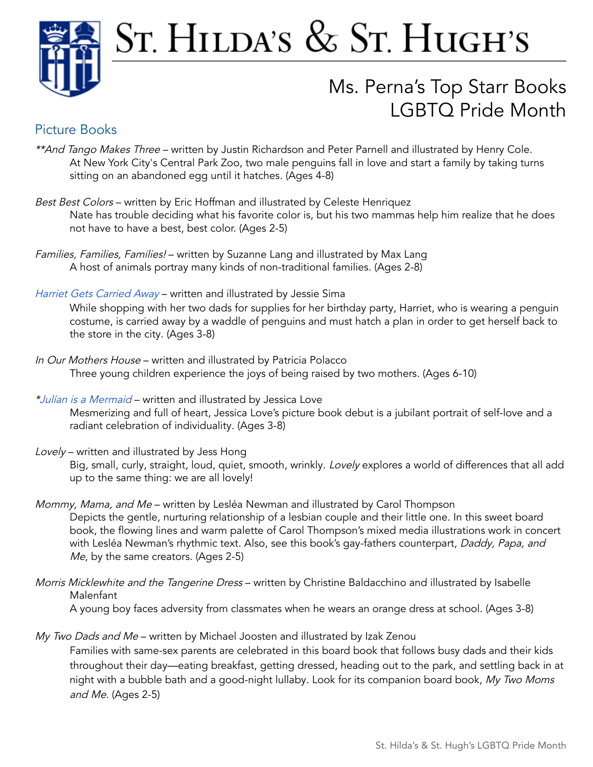# St. Hilda's & St. Hugh's

## Ms. Perna's Top Starr Books
## LGBTQ Pride Month

### Picture Books

*\**And Tango Makes Three* – written by Justin Richardson and Peter Parnell and illustrated by Henry Cole.
At New York City's Central Park Zoo, two male penguins fall in love and start a family by taking turns sitting on an abandoned egg until it hatches. (Ages 4-8)

*Best Best Colors* – written by Eric Hoffman and illustrated by Celeste Henriquez
Nate has trouble deciding what his favorite color is, but his two mammas help him realize that he does not have to have a best, best color. (Ages 2-5)

*Families, Families, Families!* – written by Suzanne Lang and illustrated by Max Lang
A host of animals portray many kinds of non-traditional families. (Ages 2-8)

*Harriet Gets Carried Away* – written and illustrated by Jessie Sima
While shopping with her two dads for supplies for her birthday party, Harriet, who is wearing a penguin costume, is carried away by a waddle of penguins and must hatch a plan in order to get herself back to the store in the city. (Ages 3-8)

*In Our Mothers House* – written and illustrated by Patricia Polacco
Three young children experience the joys of being raised by two mothers. (Ages 6-10)

*\*Julían is a Mermaid* – written and illustrated by Jessica Love
Mesmerizing and full of heart, Jessica Love's picture book debut is a jubilant portrait of self-love and a radiant celebration of individuality. (Ages 3-8)

*Lovely* – written and illustrated by Jess Hong
Big, small, curly, straight, loud, quiet, smooth, wrinkly. *Lovely* explores a world of differences that all add up to the same thing: we are all lovely!

*Mommy, Mama, and Me* – written by Lesléa Newman and illustrated by Carol Thompson
Depicts the gentle, nurturing relationship of a lesbian couple and their little one. In this sweet board book, the flowing lines and warm palette of Carol Thompson's mixed media illustrations work in concert with Lesléa Newman's rhythmic text. Also, see this book's gay-fathers counterpart, *Daddy, Papa, and Me*, by the same creators. (Ages 2-5)

*Morris Micklewhite and the Tangerine Dress* – written by Christine Baldacchino and illustrated by Isabelle Malenfant
A young boy faces adversity from classmates when he wears an orange dress at school. (Ages 3-8)

*My Two Dads and Me* – written by Michael Joosten and illustrated by Izak Zenou
Families with same-sex parents are celebrated in this board book that follows busy dads and their kids throughout their day—eating breakfast, getting dressed, heading out to the park, and settling back in at night with a bubble bath and a good-night lullaby. Look for its companion board book, *My Two Moms and Me*. (Ages 2-5)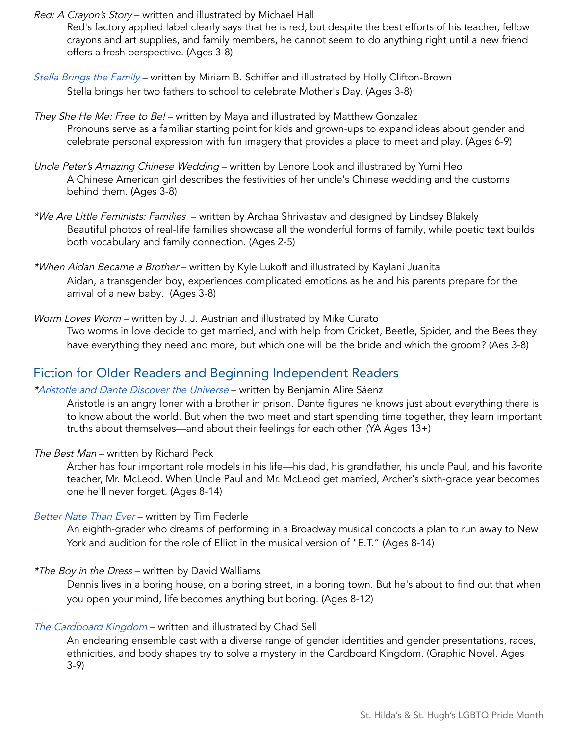*Red: A Crayon's Story* – written and illustrated by Michael Hall

Red's factory applied label clearly says that he is red, but despite the best efforts of his teacher, fellow crayons and art supplies, and family members, he cannot seem to do anything right until a new friend offers a fresh perspective. (Ages 3-8)

*Stella Brings the Family* – written by Miriam B. Schiffer and illustrated by Holly Clifton-Brown

Stella brings her two fathers to school to celebrate Mother's Day. (Ages 3-8)

*They She He Me: Free to Be!* – written by Maya and illustrated by Matthew Gonzalez

Pronouns serve as a familiar starting point for kids and grown-ups to expand ideas about gender and celebrate personal expression with fun imagery that provides a place to meet and play. (Ages 6-9)

*Uncle Peter's Amazing Chinese Wedding* – written by Lenore Look and illustrated by Yumi Heo

A Chinese American girl describes the festivities of her uncle's Chinese wedding and the customs behind them. (Ages 3-8)

**We Are Little Feminists: Families* – written by Archaa Shrivastav and designed by Lindsey Blakely

Beautiful photos of real-life families showcase all the wonderful forms of family, while poetic text builds both vocabulary and family connection. (Ages 2-5)

**When Aidan Became a Brother* – written by Kyle Lukoff and illustrated by Kaylani Juanita

Aidan, a transgender boy, experiences complicated emotions as he and his parents prepare for the arrival of a new baby. (Ages 3-8)

*Worm Loves Worm* – written by J. J. Austrian and illustrated by Mike Curato

Two worms in love decide to get married, and with help from Cricket, Beetle, Spider, and the Bees they have everything they need and more, but which one will be the bride and which the groom? (Aes 3-8)

## Fiction for Older Readers and Beginning Independent Readers

**Aristotle and Dante Discover the Universe* – written by Benjamin Alire Sáenz

Aristotle is an angry loner with a brother in prison. Dante figures he knows just about everything there is to know about the world. But when the two meet and start spending time together, they learn important truths about themselves—and about their feelings for each other. (YA Ages 13+)

*The Best Man* – written by Richard Peck

Archer has four important role models in his life—his dad, his grandfather, his uncle Paul, and his favorite teacher, Mr. McLeod. When Uncle Paul and Mr. McLeod get married, Archer's sixth-grade year becomes one he'll never forget. (Ages 8-14)

*Better Nate Than Ever* – written by Tim Federle

An eighth-grader who dreams of performing in a Broadway musical concocts a plan to run away to New York and audition for the role of Elliot in the musical version of "E.T." (Ages 8-14)

**The Boy in the Dress* – written by David Walliams

Dennis lives in a boring house, on a boring street, in a boring town. But he's about to find out that when you open your mind, life becomes anything but boring. (Ages 8-12)

*The Cardboard Kingdom* – written and illustrated by Chad Sell

An endearing ensemble cast with a diverse range of gender identities and gender presentations, races, ethnicities, and body shapes try to solve a mystery in the Cardboard Kingdom. (Graphic Novel. Ages 3-9)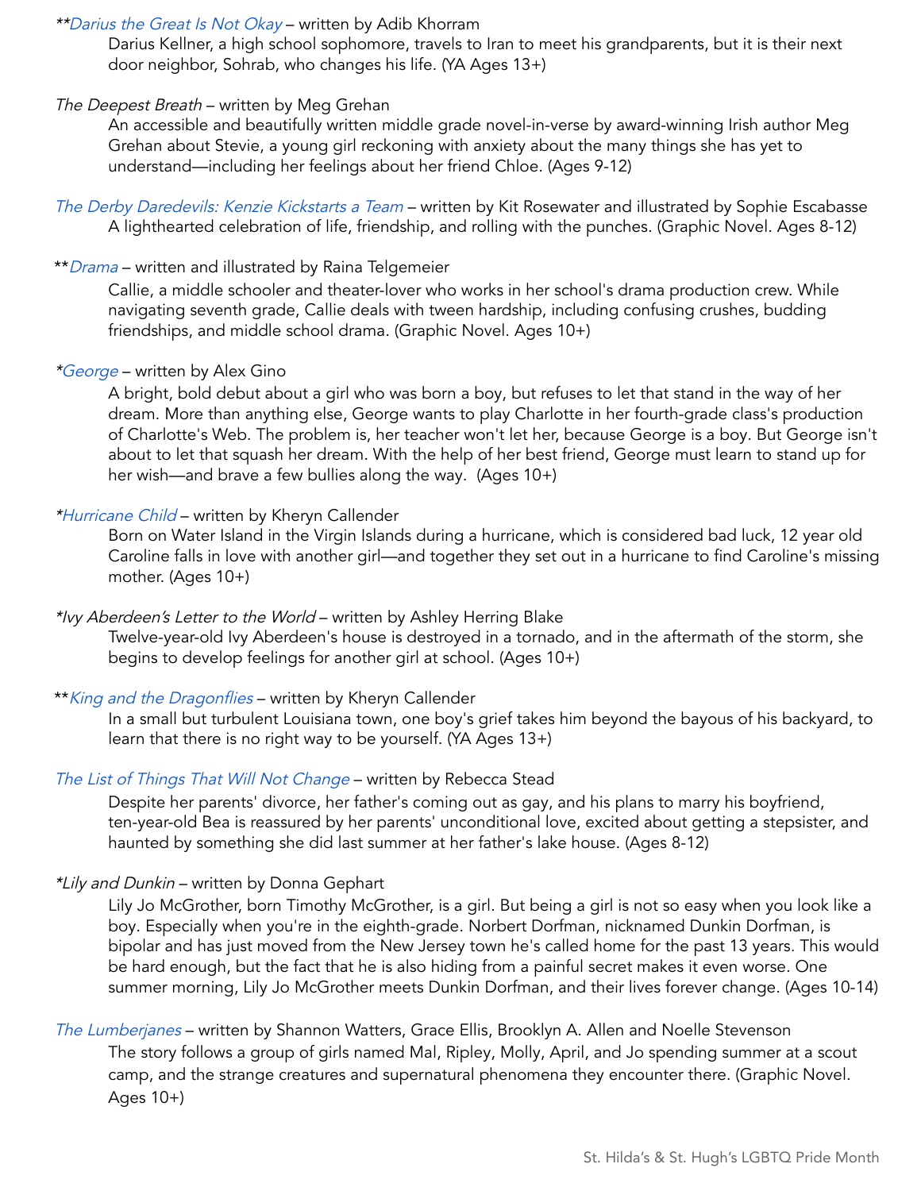**Darius the Great Is Not Okay* – written by Adib Khorram
Darius Kellner, a high school sophomore, travels to Iran to meet his grandparents, but it is their next door neighbor, Sohrab, who changes his life. (YA Ages 13+)

*The Deepest Breath* – written by Meg Grehan
An accessible and beautifully written middle grade novel-in-verse by award-winning Irish author Meg Grehan about Stevie, a young girl reckoning with anxiety about the many things she has yet to understand—including her feelings about her friend Chloe. (Ages 9-12)

*The Derby Daredevils: Kenzie Kickstarts a Team* – written by Kit Rosewater and illustrated by Sophie Escabasse
A lighthearted celebration of life, friendship, and rolling with the punches. (Graphic Novel. Ages 8-12)

***Drama* – written and illustrated by Raina Telgemeier
Callie, a middle schooler and theater-lover who works in her school's drama production crew. While navigating seventh grade, Callie deals with tween hardship, including confusing crushes, budding friendships, and middle school drama. (Graphic Novel. Ages 10+)

**George* – written by Alex Gino
A bright, bold debut about a girl who was born a boy, but refuses to let that stand in the way of her dream. More than anything else, George wants to play Charlotte in her fourth-grade class's production of Charlotte's Web. The problem is, her teacher won't let her, because George is a boy. But George isn't about to let that squash her dream. With the help of her best friend, George must learn to stand up for her wish—and brave a few bullies along the way. (Ages 10+)

**Hurricane Child* – written by Kheryn Callender
Born on Water Island in the Virgin Islands during a hurricane, which is considered bad luck, 12 year old Caroline falls in love with another girl—and together they set out in a hurricane to find Caroline's missing mother. (Ages 10+)

**Ivy Aberdeen's Letter to the World* – written by Ashley Herring Blake
Twelve-year-old Ivy Aberdeen's house is destroyed in a tornado, and in the aftermath of the storm, she begins to develop feelings for another girl at school. (Ages 10+)

***King and the Dragonflies* – written by Kheryn Callender
In a small but turbulent Louisiana town, one boy's grief takes him beyond the bayous of his backyard, to learn that there is no right way to be yourself. (YA Ages 13+)

*The List of Things That Will Not Change* – written by Rebecca Stead
Despite her parents' divorce, her father's coming out as gay, and his plans to marry his boyfriend, ten-year-old Bea is reassured by her parents' unconditional love, excited about getting a stepsister, and haunted by something she did last summer at her father's lake house. (Ages 8-12)

**Lily and Dunkin* – written by Donna Gephart
Lily Jo McGrother, born Timothy McGrother, is a girl. But being a girl is not so easy when you look like a boy. Especially when you're in the eighth-grade. Norbert Dorfman, nicknamed Dunkin Dorfman, is bipolar and has just moved from the New Jersey town he's called home for the past 13 years. This would be hard enough, but the fact that he is also hiding from a painful secret makes it even worse. One summer morning, Lily Jo McGrother meets Dunkin Dorfman, and their lives forever change. (Ages 10-14)

*The Lumberjanes* – written by Shannon Watters, Grace Ellis, Brooklyn A. Allen and Noelle Stevenson
The story follows a group of girls named Mal, Ripley, Molly, April, and Jo spending summer at a scout camp, and the strange creatures and supernatural phenomena they encounter there. (Graphic Novel. Ages 10+)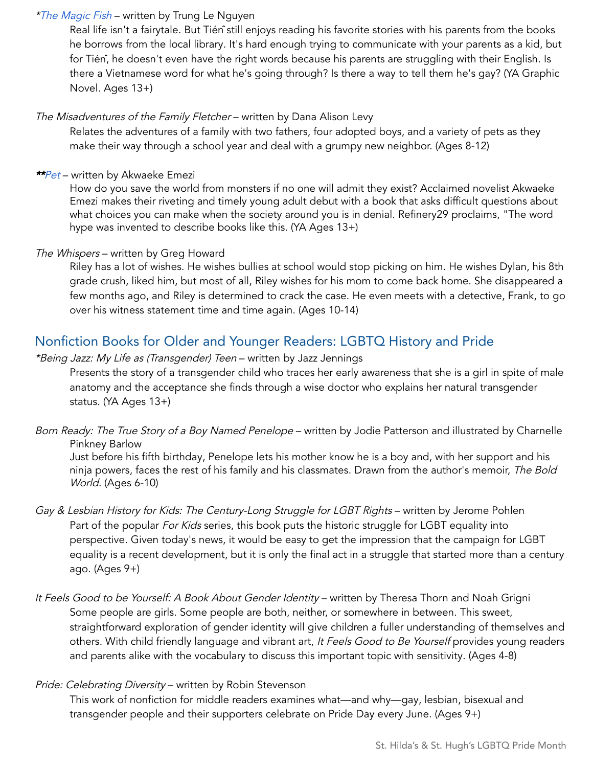*[*The Magic Fish*] – written by Trung Le Nguyen

Real life isn't a fairytale. But Tiến still enjoys reading his favorite stories with his parents from the books he borrows from the local library. It's hard enough trying to communicate with your parents as a kid, but for Tiến, he doesn't even have the right words because his parents are struggling with their English. Is there a Vietnamese word for what he's going through? Is there a way to tell them he's gay? (YA Graphic Novel. Ages 13+)

*The Misadventures of the Family Fletcher* – written by Dana Alison Levy

Relates the adventures of a family with two fathers, four adopted boys, and a variety of pets as they make their way through a school year and deal with a grumpy new neighbor. (Ages 8-12)

***Pet* – written by Akwaeke Emezi

How do you save the world from monsters if no one will admit they exist? Acclaimed novelist Akwaeke Emezi makes their riveting and timely young adult debut with a book that asks difficult questions about what choices you can make when the society around you is in denial. Refinery29 proclaims, "The word hype was invented to describe books like this. (YA Ages 13+)

*The Whispers* – written by Greg Howard

Riley has a lot of wishes. He wishes bullies at school would stop picking on him. He wishes Dylan, his 8th grade crush, liked him, but most of all, Riley wishes for his mom to come back home. She disappeared a few months ago, and Riley is determined to crack the case. He even meets with a detective, Frank, to go over his witness statement time and time again. (Ages 10-14)

## Nonfiction Books for Older and Younger Readers: LGBTQ History and Pride

**Being Jazz: My Life as (Transgender) Teen* – written by Jazz Jennings

Presents the story of a transgender child who traces her early awareness that she is a girl in spite of male anatomy and the acceptance she finds through a wise doctor who explains her natural transgender status. (YA Ages 13+)

*Born Ready: The True Story of a Boy Named Penelope* – written by Jodie Patterson and illustrated by Charnelle Pinkney Barlow

Just before his fifth birthday, Penelope lets his mother know he is a boy and, with her support and his ninja powers, faces the rest of his family and his classmates. Drawn from the author's memoir, *The Bold World.* (Ages 6-10)

*Gay & Lesbian History for Kids: The Century-Long Struggle for LGBT Rights* – written by Jerome Pohlen

Part of the popular *For Kids* series, this book puts the historic struggle for LGBT equality into perspective. Given today's news, it would be easy to get the impression that the campaign for LGBT equality is a recent development, but it is only the final act in a struggle that started more than a century ago. (Ages 9+)

*It Feels Good to be Yourself: A Book About Gender Identity* – written by Theresa Thorn and Noah Grigni

Some people are girls. Some people are both, neither, or somewhere in between. This sweet, straightforward exploration of gender identity will give children a fuller understanding of themselves and others. With child friendly language and vibrant art, *It Feels Good to Be Yourself* provides young readers and parents alike with the vocabulary to discuss this important topic with sensitivity. (Ages 4-8)

*Pride: Celebrating Diversity* – written by Robin Stevenson

This work of nonfiction for middle readers examines what—and why—gay, lesbian, bisexual and transgender people and their supporters celebrate on Pride Day every June. (Ages 9+)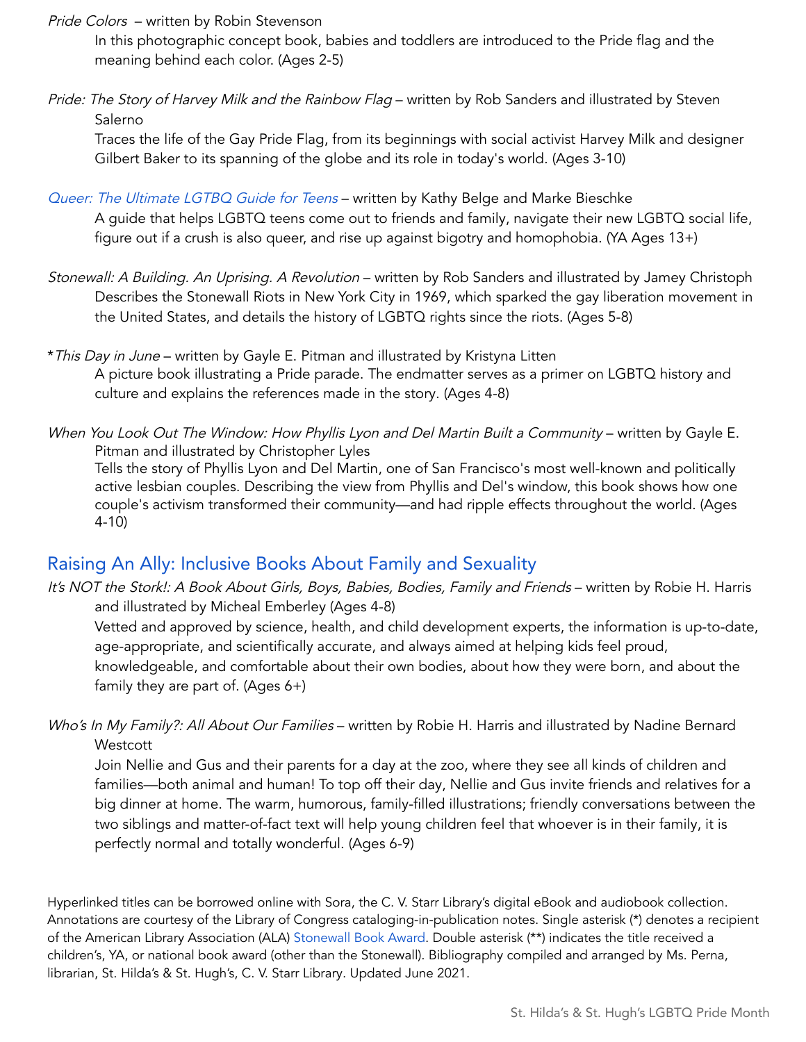*Pride Colors* – written by Robin Stevenson

In this photographic concept book, babies and toddlers are introduced to the Pride flag and the meaning behind each color. (Ages 2-5)

*Pride: The Story of Harvey Milk and the Rainbow Flag* – written by Rob Sanders and illustrated by Steven Salerno

Traces the life of the Gay Pride Flag, from its beginnings with social activist Harvey Milk and designer Gilbert Baker to its spanning of the globe and its role in today's world. (Ages 3-10)

*Queer: The Ultimate LGTBQ Guide for Teens* – written by Kathy Belge and Marke Bieschke

A guide that helps LGBTQ teens come out to friends and family, navigate their new LGBTQ social life, figure out if a crush is also queer, and rise up against bigotry and homophobia. (YA Ages 13+)

*Stonewall: A Building. An Uprising. A Revolution* – written by Rob Sanders and illustrated by Jamey Christoph

Describes the Stonewall Riots in New York City in 1969, which sparked the gay liberation movement in the United States, and details the history of LGBTQ rights since the riots. (Ages 5-8)

*\*This Day in June* – written by Gayle E. Pitman and illustrated by Kristyna Litten

A picture book illustrating a Pride parade. The endmatter serves as a primer on LGBTQ history and culture and explains the references made in the story. (Ages 4-8)

*When You Look Out The Window: How Phyllis Lyon and Del Martin Built a Community* – written by Gayle E. Pitman and illustrated by Christopher Lyles

Tells the story of Phyllis Lyon and Del Martin, one of San Francisco's most well-known and politically active lesbian couples. Describing the view from Phyllis and Del's window, this book shows how one couple's activism transformed their community—and had ripple effects throughout the world. (Ages 4-10)

## Raising An Ally: Inclusive Books About Family and Sexuality

*It's NOT the Stork!: A Book About Girls, Boys, Babies, Bodies, Family and Friends* – written by Robie H. Harris and illustrated by Micheal Emberley (Ages 4-8)

Vetted and approved by science, health, and child development experts, the information is up-to-date, age-appropriate, and scientifically accurate, and always aimed at helping kids feel proud, knowledgeable, and comfortable about their own bodies, about how they were born, and about the family they are part of. (Ages 6+)

*Who's In My Family?: All About Our Families* – written by Robie H. Harris and illustrated by Nadine Bernard Westcott

Join Nellie and Gus and their parents for a day at the zoo, where they see all kinds of children and families—both animal and human! To top off their day, Nellie and Gus invite friends and relatives for a big dinner at home. The warm, humorous, family-filled illustrations; friendly conversations between the two siblings and matter-of-fact text will help young children feel that whoever is in their family, it is perfectly normal and totally wonderful. (Ages 6-9)

Hyperlinked titles can be borrowed online with Sora, the C. V. Starr Library's digital eBook and audiobook collection. Annotations are courtesy of the Library of Congress cataloging-in-publication notes. Single asterisk (*) denotes a recipient of the American Library Association (ALA) Stonewall Book Award. Double asterisk (**) indicates the title received a children's, YA, or national book award (other than the Stonewall). Bibliography compiled and arranged by Ms. Perna, librarian, St. Hilda's & St. Hugh's, C. V. Starr Library. Updated June 2021.